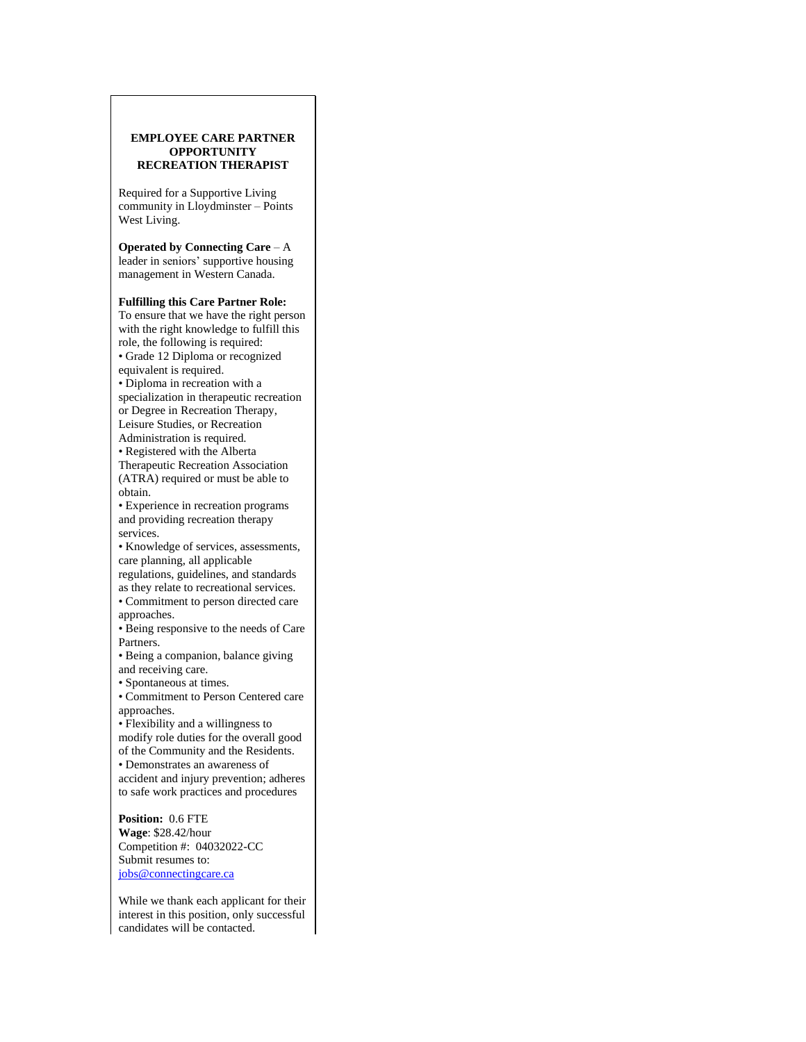**EMPLOYEE CARE PARTNER OPPORTUNITY**
**RECREATION THERAPIST**

Required for a Supportive Living community in Lloydminster – Points West Living.

**Operated by Connecting Care** – A leader in seniors' supportive housing management in Western Canada.

**Fulfilling this Care Partner Role:**
To ensure that we have the right person with the right knowledge to fulfill this role, the following is required:

- Grade 12 Diploma or recognized equivalent is required.
- Diploma in recreation with a specialization in therapeutic recreation or Degree in Recreation Therapy, Leisure Studies, or Recreation Administration is required.
- Registered with the Alberta Therapeutic Recreation Association (ATRA) required or must be able to obtain.
- Experience in recreation programs and providing recreation therapy services.
- Knowledge of services, assessments, care planning, all applicable regulations, guidelines, and standards as they relate to recreational services.
- Commitment to person directed care approaches.
- Being responsive to the needs of Care Partners.
- Being a companion, balance giving and receiving care.
- Spontaneous at times.
- Commitment to Person Centered care approaches.
- Flexibility and a willingness to modify role duties for the overall good of the Community and the Residents.
- Demonstrates an awareness of accident and injury prevention; adheres to safe work practices and procedures

**Position:** 0.6 FTE
**Wage**: $28.42/hour
Competition #: 04032022-CC
Submit resumes to:
jobs@connectingcare.ca

While we thank each applicant for their interest in this position, only successful candidates will be contacted.